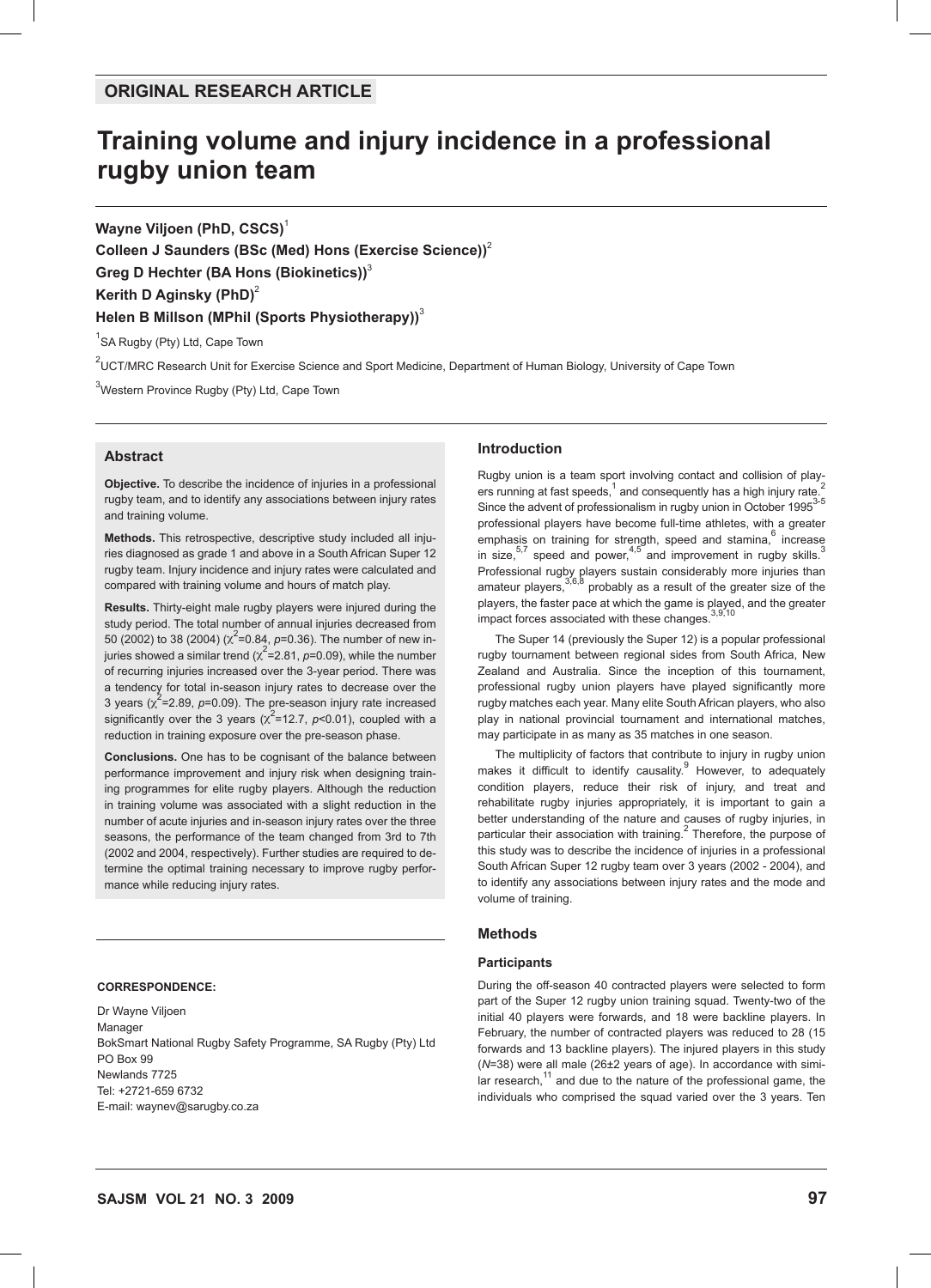ORIGINAL RESEARCH ARTICLE

# Training volume and injury incidence in a professional rugby union team

**Wayne Viljoen (PhD, CSCS)**[1]
**Colleen J Saunders (BSc (Med) Hons (Exercise Science))**[2]
**Greg D Hechter (BA Hons (Biokinetics))**[3]
**Kerith D Aginsky (PhD)**[2]
**Helen B Millson (MPhil (Sports Physiotherapy))**[3]

[1]SA Rugby (Pty) Ltd, Cape Town

[2]UCT/MRC Research Unit for Exercise Science and Sport Medicine, Department of Human Biology, University of Cape Town

[3]Western Province Rugby (Pty) Ltd, Cape Town

## Abstract

**Objective.** To describe the incidence of injuries in a professional rugby team, and to identify any associations between injury rates and training volume.

**Methods.** This retrospective, descriptive study included all injuries diagnosed as grade 1 and above in a South African Super 12 rugby team. Injury incidence and injury rates were calculated and compared with training volume and hours of match play.

**Results.** Thirty-eight male rugby players were injured during the study period. The total number of annual injuries decreased from 50 (2002) to 38 (2004) ($\chi^2$=0.84, *p*=0.36). The number of new injuries showed a similar trend ($\chi^2$=2.81, *p*=0.09), while the number of recurring injuries increased over the 3-year period. There was a tendency for total in-season injury rates to decrease over the 3 years ($\chi^2$=2.89, *p*=0.09). The pre-season injury rate increased significantly over the 3 years ($\chi^2$=12.7, *p*<0.01), coupled with a reduction in training exposure over the pre-season phase.

**Conclusions.** One has to be cognisant of the balance between performance improvement and injury risk when designing training programmes for elite rugby players. Although the reduction in training volume was associated with a slight reduction in the number of acute injuries and in-season injury rates over the three seasons, the performance of the team changed from 3rd to 7th (2002 and 2004, respectively). Further studies are required to determine the optimal training necessary to improve rugby performance while reducing injury rates.

**CORRESPONDENCE:**

Dr Wayne Viljoen
Manager
BokSmart National Rugby Safety Programme, SA Rugby (Pty) Ltd
PO Box 99
Newlands 7725
Tel: +2721-659 6732
E-mail: waynev@sarugby.co.za

## Introduction

Rugby union is a team sport involving contact and collision of players running at fast speeds,[1] and consequently has a high injury rate.[2] Since the advent of professionalism in rugby union in October 1995[3-5] professional players have become full-time athletes, with a greater emphasis on training for strength, speed and stamina,[6] increase in size,[5,7] speed and power,[4,5] and improvement in rugby skills.[3] Professional rugby players sustain considerably more injuries than amateur players,[3,6,8] probably as a result of the greater size of the players, the faster pace at which the game is played, and the greater impact forces associated with these changes.[3,9,10]

The Super 14 (previously the Super 12) is a popular professional rugby tournament between regional sides from South Africa, New Zealand and Australia. Since the inception of this tournament, professional rugby union players have played significantly more rugby matches each year. Many elite South African players, who also play in national provincial tournament and international matches, may participate in as many as 35 matches in one season.

The multiplicity of factors that contribute to injury in rugby union makes it difficult to identify causality.[9] However, to adequately condition players, reduce their risk of injury, and treat and rehabilitate rugby injuries appropriately, it is important to gain a better understanding of the nature and causes of rugby injuries, in particular their association with training.[2] Therefore, the purpose of this study was to describe the incidence of injuries in a professional South African Super 12 rugby team over 3 years (2002 - 2004), and to identify any associations between injury rates and the mode and volume of training.

## Methods

### Participants

During the off-season 40 contracted players were selected to form part of the Super 12 rugby union training squad. Twenty-two of the initial 40 players were forwards, and 18 were backline players. In February, the number of contracted players was reduced to 28 (15 forwards and 13 backline players). The injured players in this study (*N*=38) were all male (26±2 years of age). In accordance with similar research,[11] and due to the nature of the professional game, the individuals who comprised the squad varied over the 3 years. Ten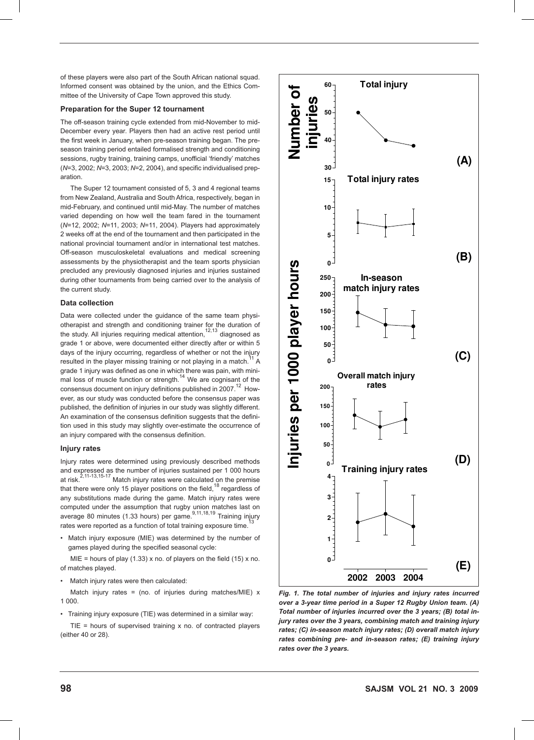of these players were also part of the South African national squad. Informed consent was obtained by the union, and the Ethics Committee of the University of Cape Town approved this study.

### Preparation for the Super 12 tournament

The off-season training cycle extended from mid-November to mid-December every year. Players then had an active rest period until the first week in January, when pre-season training began. The pre-season training period entailed formalised strength and conditioning sessions, rugby training, training camps, unofficial 'friendly' matches (*N*=3, 2002; *N*=3, 2003; *N*=2, 2004), and specific individualised preparation.

The Super 12 tournament consisted of 5, 3 and 4 regional teams from New Zealand, Australia and South Africa, respectively, began in mid-February, and continued until mid-May. The number of matches varied depending on how well the team fared in the tournament (*N*=12, 2002; *N*=11, 2003; *N*=11, 2004). Players had approximately 2 weeks off at the end of the tournament and then participated in the national provincial tournament and/or in international test matches. Off-season musculoskeletal evaluations and medical screening assessments by the physiotherapist and the team sports physician precluded any previously diagnosed injuries and injuries sustained during other tournaments from being carried over to the analysis of the current study.

### Data collection

Data were collected under the guidance of the same team physiotherapist and strength and conditioning trainer for the duration of the study. All injuries requiring medical attention,[12,13] diagnosed as grade 1 or above, were documented either directly after or within 5 days of the injury occurring, regardless of whether or not the injury resulted in the player missing training or not playing in a match.[11] A grade 1 injury was defined as one in which there was pain, with minimal loss of muscle function or strength.[14] We are cognisant of the consensus document on injury definitions published in 2007.[12] However, as our study was conducted before the consensus paper was published, the definition of injuries in our study was slightly different. An examination of the consensus definition suggests that the definition used in this study may slightly over-estimate the occurrence of an injury compared with the consensus definition.

### Injury rates

Injury rates were determined using previously described methods and expressed as the number of injuries sustained per 1 000 hours at risk.[2,11-13,15-17] Match injury rates were calculated on the premise that there were only 15 player positions on the field,[18] regardless of any substitutions made during the game. Match injury rates were computed under the assumption that rugby union matches last on average 80 minutes (1.33 hours) per game.[9,11,18,19] Training injury rates were reported as a function of total training exposure time.[13]

- Match injury exposure (MIE) was determined by the number of games played during the specified seasonal cycle:

  MIE = hours of play (1.33) x no. of players on the field (15) x no. of matches played.

- Match injury rates were then calculated:

  Match injury rates = (no. of injuries during matches/MIE) x 1 000.

- Training injury exposure (TIE) was determined in a similar way:

  TIE = hours of supervised training x no. of contracted players (either 40 or 28).

*Fig. 1. The total number of injuries and injury rates incurred over a 3-year time period in a Super 12 Rugby Union team. (A) Total number of injuries incurred over the 3 years; (B) total injury rates over the 3 years, combining match and training injury rates; (C) in-season match injury rates; (D) overall match injury rates combining pre- and in-season rates; (E) training injury rates over the 3 years.*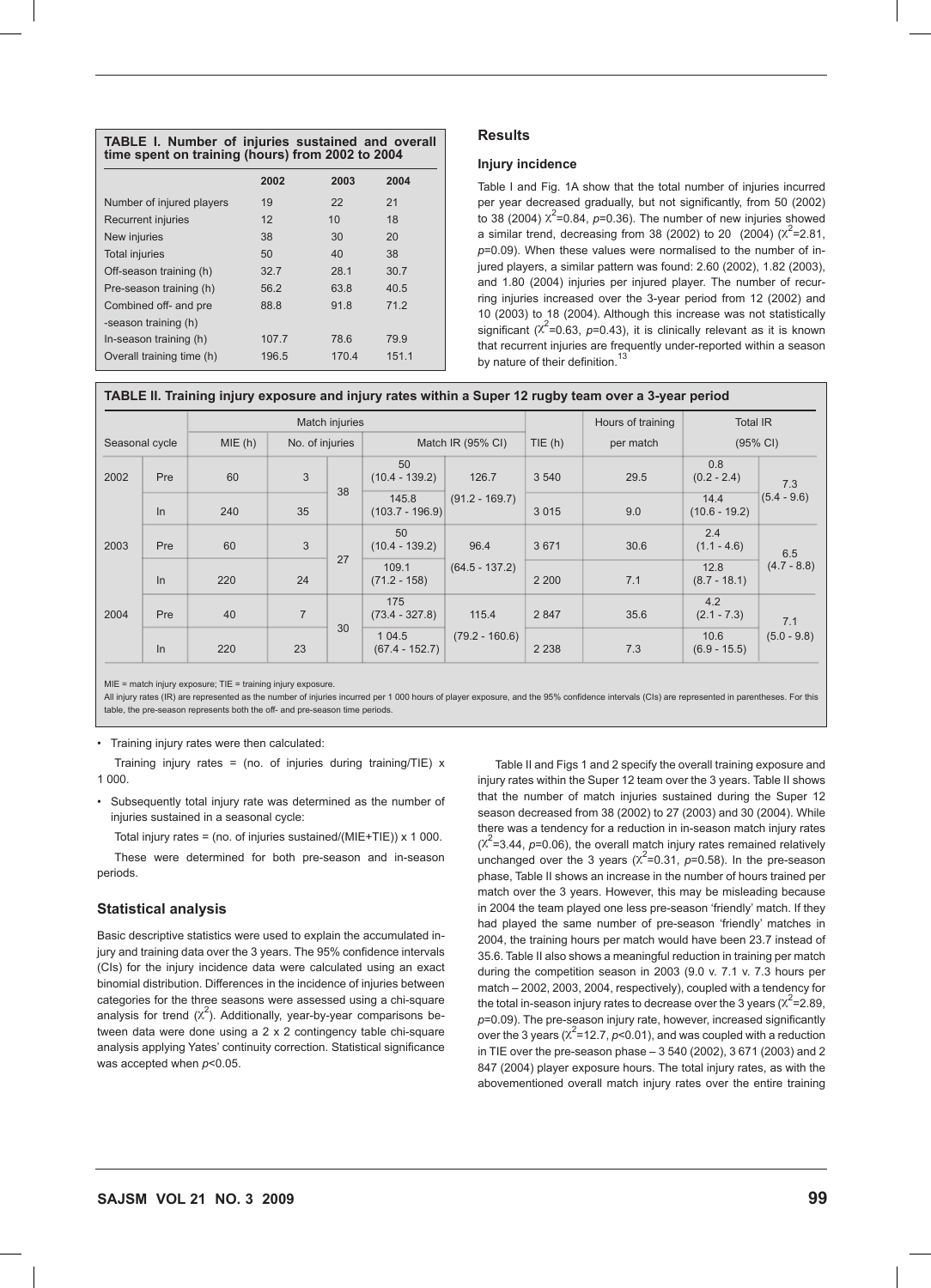**TABLE I. Number of injuries sustained and overall time spent on training (hours) from 2002 to 2004**

| | 2002 | 2003 | 2004 |
|---|---|---|---|
| Number of injured players | 19 | 22 | 21 |
| Recurrent injuries | 12 | 10 | 18 |
| New injuries | 38 | 30 | 20 |
| Total injuries | 50 | 40 | 38 |
| Off-season training (h) | 32.7 | 28.1 | 30.7 |
| Pre-season training (h) | 56.2 | 63.8 | 40.5 |
| Combined off- and pre -season training (h) | 88.8 | 91.8 | 71.2 |
| In-season training (h) | 107.7 | 78.6 | 79.9 |
| Overall training time (h) | 196.5 | 170.4 | 151.1 |

## Results

### Injury incidence

Table I and Fig. 1A show that the total number of injuries incurred per year decreased gradually, but not significantly, from 50 (2002) to 38 (2004) $\chi^2$=0.84, $p$=0.36). The number of new injuries showed a similar trend, decreasing from 38 (2002) to 20 (2004) ($\chi^2$=2.81, $p$=0.09). When these values were normalised to the number of injured players, a similar pattern was found: 2.60 (2002), 1.82 (2003), and 1.80 (2004) injuries per injured player. The number of recurring injuries increased over the 3-year period from 12 (2002) and 10 (2003) to 18 (2004). Although this increase was not statistically significant ($\chi^2$=0.63, $p$=0.43), it is clinically relevant as it is known that recurrent injuries are frequently under-reported within a season by nature of their definition.[13]

**TABLE II. Training injury exposure and injury rates within a Super 12 rugby team over a 3-year period**

| Seasonal cycle | | Match injuries | | | | | | Hours of training | Total IR | |
|---|---|---|---|---|---|---|---|---|---|---|
| | | MIE (h) | No. of injuries | | Match IR (95% CI) | | TIE (h) | per match | (95% CI) | |
| 2002 | Pre | 60 | 3 | 38 | 50 (10.4 - 139.2) | 126.7 (91.2 - 169.7) | 3 540 | 29.5 | 0.8 (0.2 - 2.4) | 7.3 (5.4 - 9.6) |
| | In | 240 | 35 | | 145.8 (103.7 - 196.9) | | 3 015 | 9.0 | 14.4 (10.6 - 19.2) | |
| 2003 | Pre | 60 | 3 | 27 | 50 (10.4 - 139.2) | 96.4 (64.5 - 137.2) | 3 671 | 30.6 | 2.4 (1.1 - 4.6) | 6.5 (4.7 - 8.8) |
| | In | 220 | 24 | | 109.1 (71.2 - 158) | | 2 200 | 7.1 | 12.8 (8.7 - 18.1) | |
| 2004 | Pre | 40 | 7 | 30 | 175 (73.4 - 327.8) | 115.4 (79.2 - 160.6) | 2 847 | 35.6 | 4.2 (2.1 - 7.3) | 7.1 (5.0 - 9.8) |
| | In | 220 | 23 | | 1 04.5 (67.4 - 152.7) | | 2 238 | 7.3 | 10.6 (6.9 - 15.5) | |

MIE = match injury exposure; TIE = training injury exposure.
All injury rates (IR) are represented as the number of injuries incurred per 1 000 hours of player exposure, and the 95% confidence intervals (CIs) are represented in parentheses. For this table, the pre-season represents both the off- and pre-season time periods.

- Training injury rates were then calculated:

  Training injury rates = (no. of injuries during training/TIE) x 1 000.

- Subsequently total injury rate was determined as the number of injuries sustained in a seasonal cycle:

  Total injury rates = (no. of injuries sustained/(MIE+TIE)) x 1 000.

These were determined for both pre-season and in-season periods.

### Statistical analysis

Basic descriptive statistics were used to explain the accumulated injury and training data over the 3 years. The 95% confidence intervals (CIs) for the injury incidence data were calculated using an exact binomial distribution. Differences in the incidence of injuries between categories for the three seasons were assessed using a chi-square analysis for trend ($\chi^2$). Additionally, year-by-year comparisons between data were done using a 2 x 2 contingency table chi-square analysis applying Yates' continuity correction. Statistical significance was accepted when $p$<0.05.

Table II and Figs 1 and 2 specify the overall training exposure and injury rates within the Super 12 team over the 3 years. Table II shows that the number of match injuries sustained during the Super 12 season decreased from 38 (2002) to 27 (2003) and 30 (2004). While there was a tendency for a reduction in in-season match injury rates ($\chi^2$=3.44, $p$=0.06), the overall match injury rates remained relatively unchanged over the 3 years ($\chi^2$=0.31, $p$=0.58). In the pre-season phase, Table II shows an increase in the number of hours trained per match over the 3 years. However, this may be misleading because in 2004 the team played one less pre-season 'friendly' match. If they had played the same number of pre-season 'friendly' matches in 2004, the training hours per match would have been 23.7 instead of 35.6. Table II also shows a meaningful reduction in training per match during the competition season in 2003 (9.0 v. 7.1 v. 7.3 hours per match – 2002, 2003, 2004, respectively), coupled with a tendency for the total in-season injury rates to decrease over the 3 years ($\chi^2$=2.89, $p$=0.09). The pre-season injury rate, however, increased significantly over the 3 years ($\chi^2$=12.7, $p$<0.01), and was coupled with a reduction in TIE over the pre-season phase – 3 540 (2002), 3 671 (2003) and 2 847 (2004) player exposure hours. The total injury rates, as with the abovementioned overall match injury rates over the entire training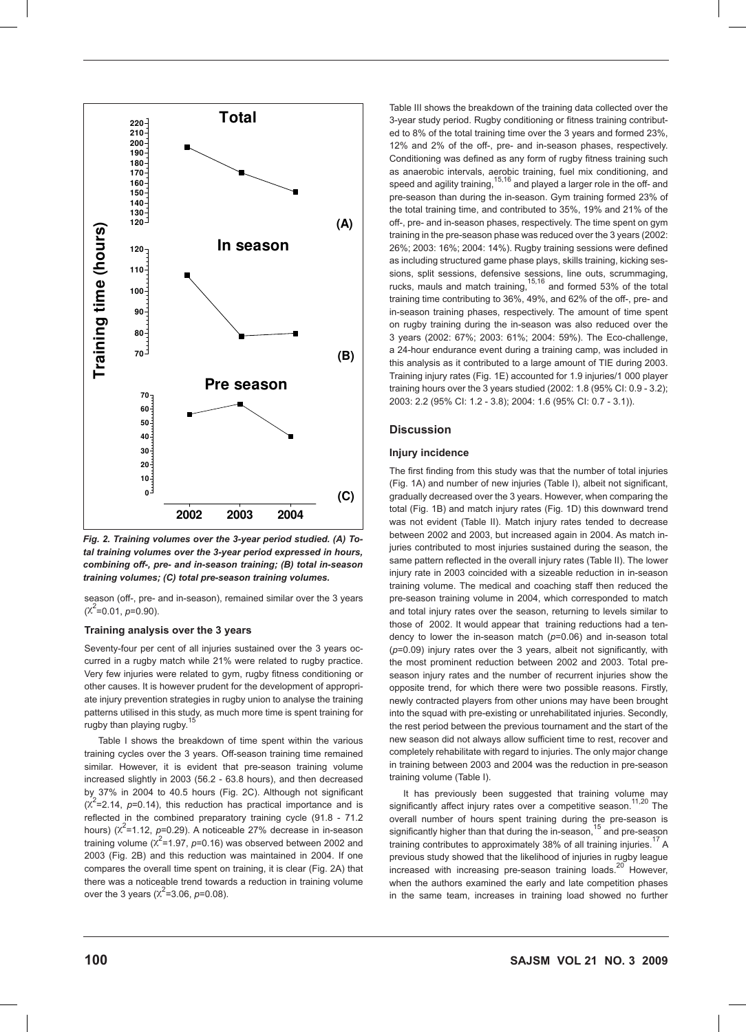*Fig. 2. Training volumes over the 3-year period studied. (A) Total training volumes over the 3-year period expressed in hours, combining off-, pre- and in-season training; (B) total in-season training volumes; (C) total pre-season training volumes.*

season (off-, pre- and in-season), remained similar over the 3 years ($\chi^2$=0.01, $p$=0.90).

### Training analysis over the 3 years

Seventy-four per cent of all injuries sustained over the 3 years occurred in a rugby match while 21% were related to rugby practice. Very few injuries were related to gym, rugby fitness conditioning or other causes. It is however prudent for the development of appropriate injury prevention strategies in rugby union to analyse the training patterns utilised in this study, as much more time is spent training for rugby than playing rugby.[15]

Table I shows the breakdown of time spent within the various training cycles over the 3 years. Off-season training time remained similar. However, it is evident that pre-season training volume increased slightly in 2003 (56.2 - 63.8 hours), and then decreased by 37% in 2004 to 40.5 hours (Fig. 2C). Although not significant ($\chi^2$=2.14, $p$=0.14), this reduction has practical importance and is reflected in the combined preparatory training cycle (91.8 - 71.2 hours) ($\chi^2$=1.12, $p$=0.29). A noticeable 27% decrease in in-season training volume ($\chi^2$=1.97, $p$=0.16) was observed between 2002 and 2003 (Fig. 2B) and this reduction was maintained in 2004. If one compares the overall time spent on training, it is clear (Fig. 2A) that there was a noticeable trend towards a reduction in training volume over the 3 years ($\chi^2$=3.06, $p$=0.08).

Table III shows the breakdown of the training data collected over the 3-year study period. Rugby conditioning or fitness training contributed to 8% of the total training time over the 3 years and formed 23%, 12% and 2% of the off-, pre- and in-season phases, respectively. Conditioning was defined as any form of rugby fitness training such as anaerobic intervals, aerobic training, fuel mix conditioning, and speed and agility training,[15,16] and played a larger role in the off- and pre-season than during the in-season. Gym training formed 23% of the total training time, and contributed to 35%, 19% and 21% of the off-, pre- and in-season phases, respectively. The time spent on gym training in the pre-season phase was reduced over the 3 years (2002: 26%; 2003: 16%; 2004: 14%). Rugby training sessions were defined as including structured game phase plays, skills training, kicking sessions, split sessions, defensive sessions, line outs, scrummaging, rucks, mauls and match training,[15,16] and formed 53% of the total training time contributing to 36%, 49%, and 62% of the off-, pre- and in-season training phases, respectively. The amount of time spent on rugby training during the in-season was also reduced over the 3 years (2002: 67%; 2003: 61%; 2004: 59%). The Eco-challenge, a 24-hour endurance event during a training camp, was included in this analysis as it contributed to a large amount of TIE during 2003. Training injury rates (Fig. 1E) accounted for 1.9 injuries/1 000 player training hours over the 3 years studied (2002: 1.8 (95% CI: 0.9 - 3.2); 2003: 2.2 (95% CI: 1.2 - 3.8); 2004: 1.6 (95% CI: 0.7 - 3.1)).

## Discussion

### Injury incidence

The first finding from this study was that the number of total injuries (Fig. 1A) and number of new injuries (Table I), albeit not significant, gradually decreased over the 3 years. However, when comparing the total (Fig. 1B) and match injury rates (Fig. 1D) this downward trend was not evident (Table II). Match injury rates tended to decrease between 2002 and 2003, but increased again in 2004. As match injuries contributed to most injuries sustained during the season, the same pattern reflected in the overall injury rates (Table II). The lower injury rate in 2003 coincided with a sizeable reduction in in-season training volume. The medical and coaching staff then reduced the pre-season training volume in 2004, which corresponded to match and total injury rates over the season, returning to levels similar to those of 2002. It would appear that training reductions had a tendency to lower the in-season match ($p$=0.06) and in-season total ($p$=0.09) injury rates over the 3 years, albeit not significantly, with the most prominent reduction between 2002 and 2003. Total pre-season injury rates and the number of recurrent injuries show the opposite trend, for which there were two possible reasons. Firstly, newly contracted players from other unions may have been brought into the squad with pre-existing or unrehabilitated injuries. Secondly, the rest period between the previous tournament and the start of the new season did not always allow sufficient time to rest, recover and completely rehabilitate with regard to injuries. The only major change in training between 2003 and 2004 was the reduction in pre-season training volume (Table I).

It has previously been suggested that training volume may significantly affect injury rates over a competitive season.[11,20] The overall number of hours spent training during the pre-season is significantly higher than that during the in-season,[15] and pre-season training contributes to approximately 38% of all training injuries.[17] A previous study showed that the likelihood of injuries in rugby league increased with increasing pre-season training loads.[20] However, when the authors examined the early and late competition phases in the same team, increases in training load showed no further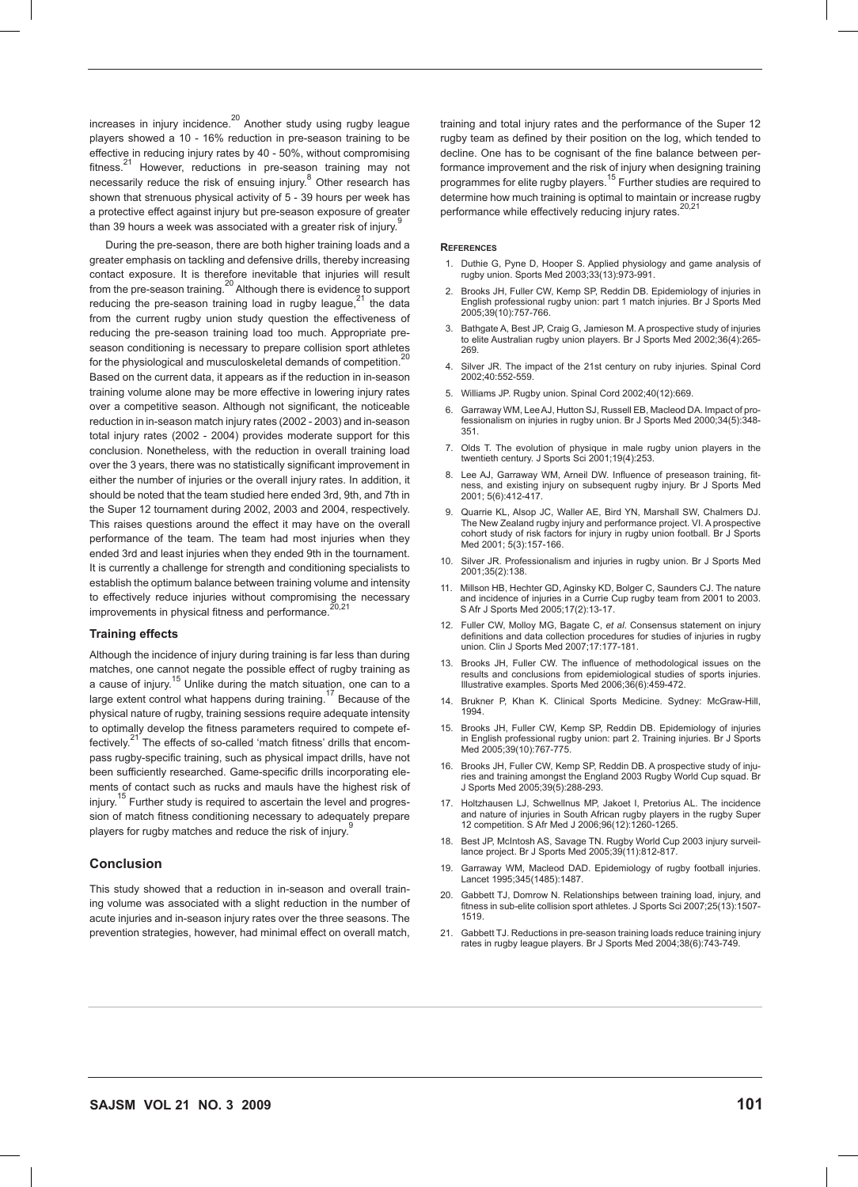increases in injury incidence.[20] Another study using rugby league players showed a 10 - 16% reduction in pre-season training to be effective in reducing injury rates by 40 - 50%, without compromising fitness.[21] However, reductions in pre-season training may not necessarily reduce the risk of ensuing injury.[8] Other research has shown that strenuous physical activity of 5 - 39 hours per week has a protective effect against injury but pre-season exposure of greater than 39 hours a week was associated with a greater risk of injury.[9]

During the pre-season, there are both higher training loads and a greater emphasis on tackling and defensive drills, thereby increasing contact exposure. It is therefore inevitable that injuries will result from the pre-season training.[20] Although there is evidence to support reducing the pre-season training load in rugby league,[21] the data from the current rugby union study question the effectiveness of reducing the pre-season training load too much. Appropriate pre-season conditioning is necessary to prepare collision sport athletes for the physiological and musculoskeletal demands of competition.[20] Based on the current data, it appears as if the reduction in in-season training volume alone may be more effective in lowering injury rates over a competitive season. Although not significant, the noticeable reduction in in-season match injury rates (2002 - 2003) and in-season total injury rates (2002 - 2004) provides moderate support for this conclusion. Nonetheless, with the reduction in overall training load over the 3 years, there was no statistically significant improvement in either the number of injuries or the overall injury rates. In addition, it should be noted that the team studied here ended 3rd, 9th, and 7th in the Super 12 tournament during 2002, 2003 and 2004, respectively. This raises questions around the effect it may have on the overall performance of the team. The team had most injuries when they ended 3rd and least injuries when they ended 9th in the tournament. It is currently a challenge for strength and conditioning specialists to establish the optimum balance between training volume and intensity to effectively reduce injuries without compromising the necessary improvements in physical fitness and performance.[20,21]

### Training effects

Although the incidence of injury during training is far less than during matches, one cannot negate the possible effect of rugby training as a cause of injury.[15] Unlike during the match situation, one can to a large extent control what happens during training.[17] Because of the physical nature of rugby, training sessions require adequate intensity to optimally develop the fitness parameters required to compete effectively.[21] The effects of so-called 'match fitness' drills that encompass rugby-specific training, such as physical impact drills, have not been sufficiently researched. Game-specific drills incorporating elements of contact such as rucks and mauls have the highest risk of injury.[15] Further study is required to ascertain the level and progression of match fitness conditioning necessary to adequately prepare players for rugby matches and reduce the risk of injury.[9]

## Conclusion

This study showed that a reduction in in-season and overall training volume was associated with a slight reduction in the number of acute injuries and in-season injury rates over the three seasons. The prevention strategies, however, had minimal effect on overall match, training and total injury rates and the performance of the Super 12 rugby team as defined by their position on the log, which tended to decline. One has to be cognisant of the fine balance between performance improvement and the risk of injury when designing training programmes for elite rugby players.[15] Further studies are required to determine how much training is optimal to maintain or increase rugby performance while effectively reducing injury rates.[20,21]

### References

1. Duthie G, Pyne D, Hooper S. Applied physiology and game analysis of rugby union. Sports Med 2003;33(13):973-991.
2. Brooks JH, Fuller CW, Kemp SP, Reddin DB. Epidemiology of injuries in English professional rugby union: part 1 match injuries. Br J Sports Med 2005;39(10):757-766.
3. Bathgate A, Best JP, Craig G, Jamieson M. A prospective study of injuries to elite Australian rugby union players. Br J Sports Med 2002;36(4):265-269.
4. Silver JR. The impact of the 21st century on ruby injuries. Spinal Cord 2002;40:552-559.
5. Williams JP. Rugby union. Spinal Cord 2002;40(12):669.
6. Garraway WM, Lee AJ, Hutton SJ, Russell EB, Macleod DA. Impact of professionalism on injuries in rugby union. Br J Sports Med 2000;34(5):348-351.
7. Olds T. The evolution of physique in male rugby union players in the twentieth century. J Sports Sci 2001;19(4):253.
8. Lee AJ, Garraway WM, Arneil DW. Influence of preseason training, fitness, and existing injury on subsequent rugby injury. Br J Sports Med 2001; 5(6):412-417.
9. Quarrie KL, Alsop JC, Waller AE, Bird YN, Marshall SW, Chalmers DJ. The New Zealand rugby injury and performance project. VI. A prospective cohort study of risk factors for injury in rugby union football. Br J Sports Med 2001; 5(3):157-166.
10. Silver JR. Professionalism and injuries in rugby union. Br J Sports Med 2001;35(2):138.
11. Millson HB, Hechter GD, Aginsky KD, Bolger C, Saunders CJ. The nature and incidence of injuries in a Currie Cup rugby team from 2001 to 2003. S Afr J Sports Med 2005;17(2):13-17.
12. Fuller CW, Molloy MG, Bagate C, *et al.* Consensus statement on injury definitions and data collection procedures for studies of injuries in rugby union. Clin J Sports Med 2007;17:177-181.
13. Brooks JH, Fuller CW. The influence of methodological issues on the results and conclusions from epidemiological studies of sports injuries. Illustrative examples. Sports Med 2006;36(6):459-472.
14. Brukner P, Khan K. Clinical Sports Medicine. Sydney: McGraw-Hill, 1994.
15. Brooks JH, Fuller CW, Kemp SP, Reddin DB. Epidemiology of injuries in English professional rugby union: part 2. Training injuries. Br J Sports Med 2005;39(10):767-775.
16. Brooks JH, Fuller CW, Kemp SP, Reddin DB. A prospective study of injuries and training amongst the England 2003 Rugby World Cup squad. Br J Sports Med 2005;39(5):288-293.
17. Holtzhausen LJ, Schwellnus MP, Jakoet I, Pretorius AL. The incidence and nature of injuries in South African rugby players in the rugby Super 12 competition. S Afr Med J 2006;96(12):1260-1265.
18. Best JP, McIntosh AS, Savage TN. Rugby World Cup 2003 injury surveillance project. Br J Sports Med 2005;39(11):812-817.
19. Garraway WM, Macleod DAD. Epidemiology of rugby football injuries. Lancet 1995;345(1485):1487.
20. Gabbett TJ, Domrow N. Relationships between training load, injury, and fitness in sub-elite collision sport athletes. J Sports Sci 2007;25(13):1507-1519.
21. Gabbett TJ. Reductions in pre-season training loads reduce training injury rates in rugby league players. Br J Sports Med 2004;38(6):743-749.